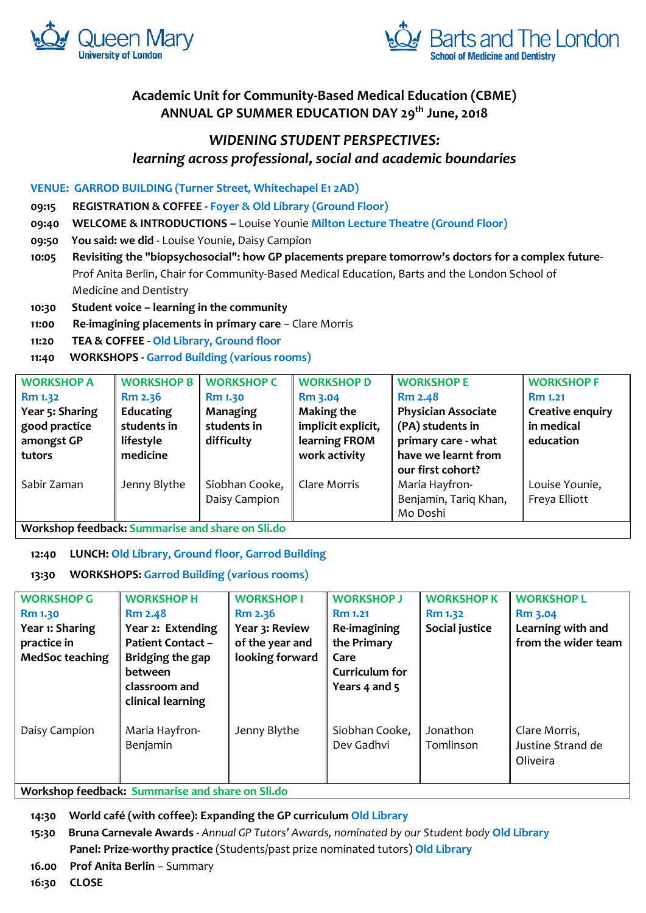Queen Mary University of London

Barts and The London School of Medicine and Dentistry

# Academic Unit for Community-Based Medical Education (CBME)
## ANNUAL GP SUMMER EDUCATION DAY 29th June, 2018

## *WIDENING STUDENT PERSPECTIVES: learning across professional, social and academic boundaries*

**VENUE: GARROD BUILDING (Turner Street, Whitechapel E1 2AD)**

**09:15** **REGISTRATION & COFFEE** - **Foyer & Old Library (Ground Floor)**

**09:40** **WELCOME & INTRODUCTIONS** – Louise Younie **Milton Lecture Theatre (Ground Floor)**

**09:50** **You said: we did** - Louise Younie, Daisy Campion

**10:05** **Revisiting the "biopsychosocial": how GP placements prepare tomorrow's doctors for a complex future**- Prof Anita Berlin, Chair for Community-Based Medical Education, Barts and the London School of Medicine and Dentistry

**10:30** **Student voice – learning in the community**

**11:00** **Re-imagining placements in primary care** – Clare Morris

**11:20** **TEA & COFFEE** - **Old Library, Ground floor**

**11:40** **WORKSHOPS** - **Garrod Building (various rooms)**

| WORKSHOP A | WORKSHOP B | WORKSHOP C | WORKSHOP D | WORKSHOP E | WORKSHOP F |
|---|---|---|---|---|---|
| Rm 1.32 | Rm 2.36 | Rm 1.30 | Rm 3.04 | Rm 2.48 | Rm 1.21 |
| **Year 5: Sharing good practice amongst GP tutors** | **Educating students in lifestyle medicine** | **Managing students in difficulty** | **Making the implicit explicit, learning FROM work activity** | **Physician Associate (PA) students in primary care - what have we learnt from our first cohort?** | **Creative enquiry in medical education** |
| Sabir Zaman | Jenny Blythe | Siobhan Cooke, Daisy Campion | Clare Morris | Maria Hayfron-Benjamin, Tariq Khan, Mo Doshi | Louise Younie, Freya Elliott |

**Workshop feedback:** **Summarise and share on Sli.do**

**12:40** **LUNCH:** **Old Library, Ground floor, Garrod Building**

**13:30** **WORKSHOPS:** **Garrod Building (various rooms)**

| WORKSHOP G | WORKSHOP H | WORKSHOP I | WORKSHOP J | WORKSHOP K | WORKSHOP L |
|---|---|---|---|---|---|
| Rm 1.30 | Rm 2.48 | Rm 2.36 | Rm 1.21 | Rm 1.32 | Rm 3.04 |
| **Year 1: Sharing practice in MedSoc teaching** | **Year 2: Extending Patient Contact – Bridging the gap between classroom and clinical learning** | **Year 3: Review of the year and looking forward** | **Re-imagining the Primary Care Curriculum for Years 4 and 5** | **Social justice** | **Learning with and from the wider team** |
| Daisy Campion | Maria Hayfron-Benjamin | Jenny Blythe | Siobhan Cooke, Dev Gadhvi | Jonathon Tomlinson | Clare Morris, Justine Strand de Oliveira |

**Workshop feedback:** **Summarise and share on Sli.do**

**14:30** **World café (with coffee): Expanding the GP curriculum** **Old Library**

**15:30** **Bruna Carnevale Awards** - *Annual GP Tutors' Awards, nominated by our Student body* **Old Library**
**Panel: Prize-worthy practice** (Students/past prize nominated tutors) **Old Library**

**16.00** **Prof Anita Berlin** – Summary

**16:30** **CLOSE**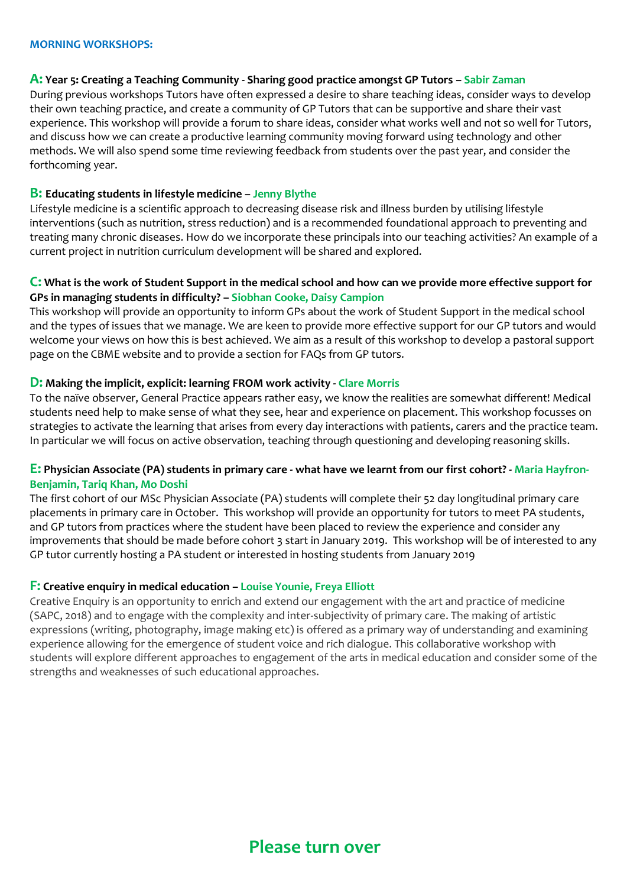## MORNING WORKSHOPS:

### A: Year 5: Creating a Teaching Community - Sharing good practice amongst GP Tutors – Sabir Zaman

During previous workshops Tutors have often expressed a desire to share teaching ideas, consider ways to develop their own teaching practice, and create a community of GP Tutors that can be supportive and share their vast experience. This workshop will provide a forum to share ideas, consider what works well and not so well for Tutors, and discuss how we can create a productive learning community moving forward using technology and other methods. We will also spend some time reviewing feedback from students over the past year, and consider the forthcoming year.

### B: Educating students in lifestyle medicine – Jenny Blythe

Lifestyle medicine is a scientific approach to decreasing disease risk and illness burden by utilising lifestyle interventions (such as nutrition, stress reduction) and is a recommended foundational approach to preventing and treating many chronic diseases. How do we incorporate these principals into our teaching activities? An example of a current project in nutrition curriculum development will be shared and explored.

### C: What is the work of Student Support in the medical school and how can we provide more effective support for GPs in managing students in difficulty? – Siobhan Cooke, Daisy Campion

This workshop will provide an opportunity to inform GPs about the work of Student Support in the medical school and the types of issues that we manage. We are keen to provide more effective support for our GP tutors and would welcome your views on how this is best achieved. We aim as a result of this workshop to develop a pastoral support page on the CBME website and to provide a section for FAQs from GP tutors.

### D: Making the implicit, explicit: learning FROM work activity - Clare Morris

To the naïve observer, General Practice appears rather easy, we know the realities are somewhat different! Medical students need help to make sense of what they see, hear and experience on placement. This workshop focusses on strategies to activate the learning that arises from every day interactions with patients, carers and the practice team. In particular we will focus on active observation, teaching through questioning and developing reasoning skills.

### E: Physician Associate (PA) students in primary care - what have we learnt from our first cohort? - Maria Hayfron-Benjamin, Tariq Khan, Mo Doshi

The first cohort of our MSc Physician Associate (PA) students will complete their 52 day longitudinal primary care placements in primary care in October. This workshop will provide an opportunity for tutors to meet PA students, and GP tutors from practices where the student have been placed to review the experience and consider any improvements that should be made before cohort 3 start in January 2019. This workshop will be of interested to any GP tutor currently hosting a PA student or interested in hosting students from January 2019

### F: Creative enquiry in medical education – Louise Younie, Freya Elliott

Creative Enquiry is an opportunity to enrich and extend our engagement with the art and practice of medicine (SAPC, 2018) and to engage with the complexity and inter-subjectivity of primary care. The making of artistic expressions (writing, photography, image making etc) is offered as a primary way of understanding and examining experience allowing for the emergence of student voice and rich dialogue. This collaborative workshop with students will explore different approaches to engagement of the arts in medical education and consider some of the strengths and weaknesses of such educational approaches.

**Please turn over**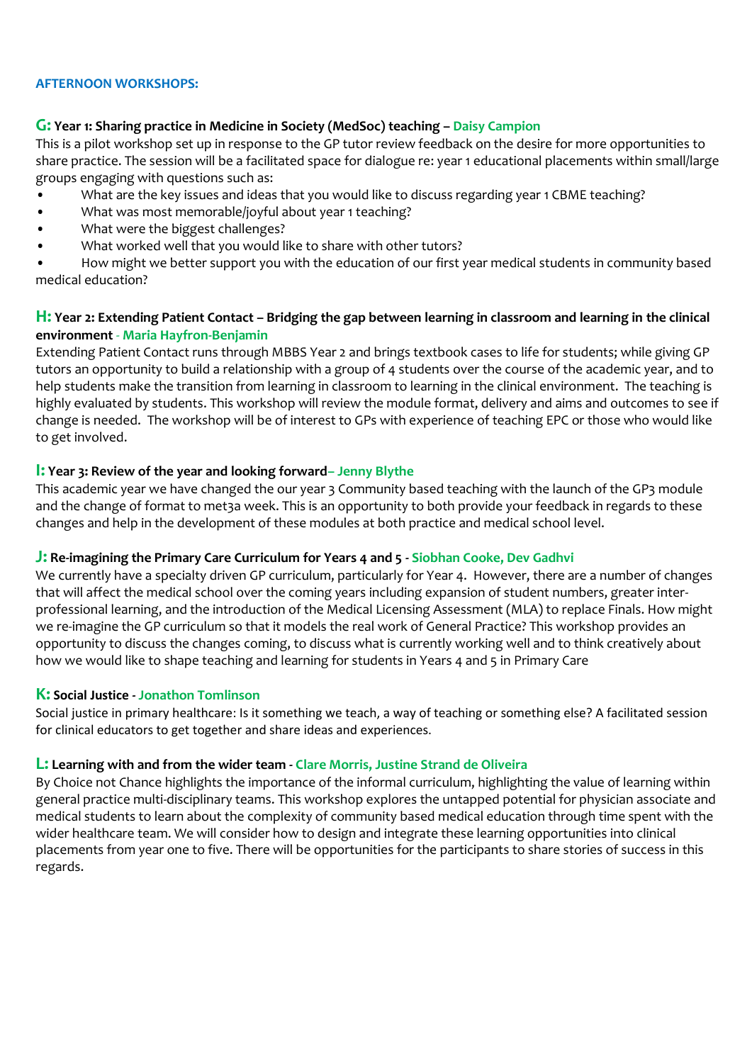## AFTERNOON WORKSHOPS:

### G: Year 1: Sharing practice in Medicine in Society (MedSoc) teaching – Daisy Campion

This is a pilot workshop set up in response to the GP tutor review feedback on the desire for more opportunities to share practice. The session will be a facilitated space for dialogue re: year 1 educational placements within small/large groups engaging with questions such as:

- What are the key issues and ideas that you would like to discuss regarding year 1 CBME teaching?
- What was most memorable/joyful about year 1 teaching?
- What were the biggest challenges?
- What worked well that you would like to share with other tutors?
- How might we better support you with the education of our first year medical students in community based medical education?

### H: Year 2: Extending Patient Contact – Bridging the gap between learning in classroom and learning in the clinical environment - Maria Hayfron-Benjamin

Extending Patient Contact runs through MBBS Year 2 and brings textbook cases to life for students; while giving GP tutors an opportunity to build a relationship with a group of 4 students over the course of the academic year, and to help students make the transition from learning in classroom to learning in the clinical environment. The teaching is highly evaluated by students. This workshop will review the module format, delivery and aims and outcomes to see if change is needed. The workshop will be of interest to GPs with experience of teaching EPC or those who would like to get involved.

### I: Year 3: Review of the year and looking forward– Jenny Blythe

This academic year we have changed the our year 3 Community based teaching with the launch of the GP3 module and the change of format to met3a week. This is an opportunity to both provide your feedback in regards to these changes and help in the development of these modules at both practice and medical school level.

### J: Re-imagining the Primary Care Curriculum for Years 4 and 5 - Siobhan Cooke, Dev Gadhvi

We currently have a specialty driven GP curriculum, particularly for Year 4. However, there are a number of changes that will affect the medical school over the coming years including expansion of student numbers, greater inter-professional learning, and the introduction of the Medical Licensing Assessment (MLA) to replace Finals. How might we re-imagine the GP curriculum so that it models the real work of General Practice? This workshop provides an opportunity to discuss the changes coming, to discuss what is currently working well and to think creatively about how we would like to shape teaching and learning for students in Years 4 and 5 in Primary Care

### K: Social Justice - Jonathon Tomlinson

Social justice in primary healthcare: Is it something we teach, a way of teaching or something else? A facilitated session for clinical educators to get together and share ideas and experiences.

### L: Learning with and from the wider team - Clare Morris, Justine Strand de Oliveira

By Choice not Chance highlights the importance of the informal curriculum, highlighting the value of learning within general practice multi-disciplinary teams. This workshop explores the untapped potential for physician associate and medical students to learn about the complexity of community based medical education through time spent with the wider healthcare team. We will consider how to design and integrate these learning opportunities into clinical placements from year one to five. There will be opportunities for the participants to share stories of success in this regards.